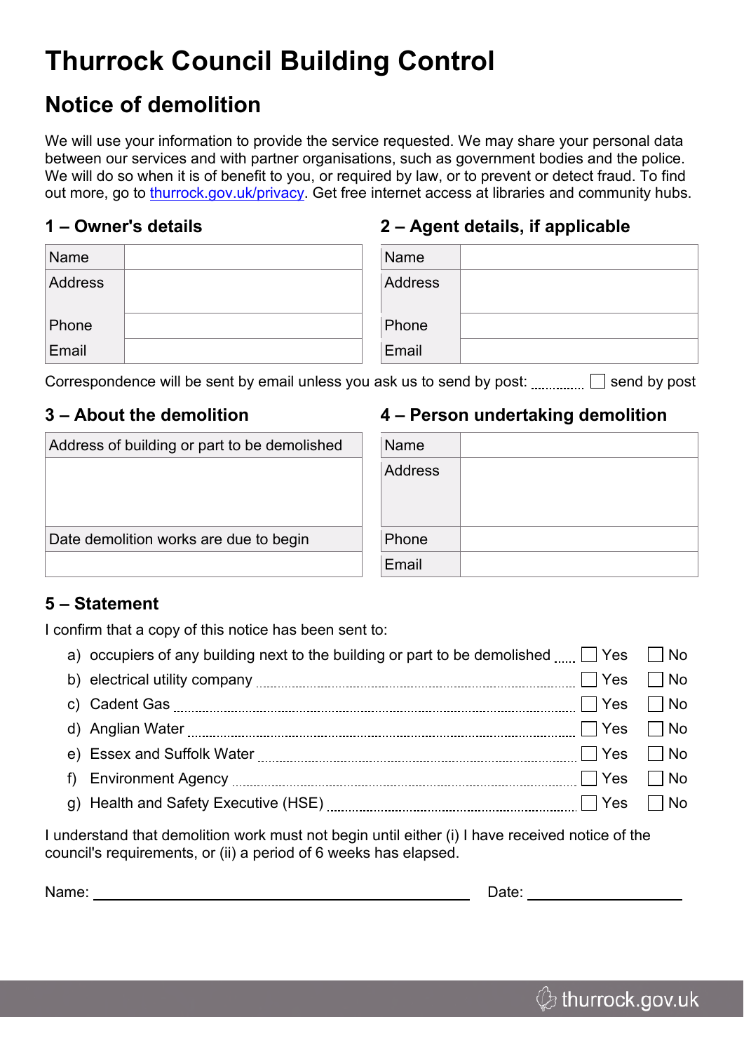# Thurrock Council Building Control

## Notice of demolition

We will use your information to provide the service requested. We may share your personal data between our services and with partner organisations, such as government bodies and the police. We will do so when it is of benefit to you, or required by law, or to prevent or detect fraud. To find out more, go to [thurrock.gov.uk/privacy](thurrock.gov.uk/privacy). Get free internet access at libraries and community hubs.

### 1 – Owner's details

| | |
|---|---|
| Name | |
| Address | |
| Phone | |
| Email | |

### 2 – Agent details, if applicable

| | |
|---|---|
| Name | |
| Address | |
| Phone | |
| Email | |

Correspondence will be sent by email unless you ask us to send by post: ☐ send by post

### 3 – About the demolition

| Address of building or part to be demolished |
|---|
| |
| **Date demolition works are due to begin** |
| |

### 4 – Person undertaking demolition

| | |
|---|---|
| Name | |
| Address | |
| Phone | |
| Email | |

### 5 – Statement

I confirm that a copy of this notice has been sent to:

a) occupiers of any building next to the building or part to be demolished ☐ Yes ☐ No
b) electrical utility company ☐ Yes ☐ No
c) Cadent Gas ☐ Yes ☐ No
d) Anglian Water ☐ Yes ☐ No
e) Essex and Suffolk Water ☐ Yes ☐ No
f) Environment Agency ☐ Yes ☐ No
g) Health and Safety Executive (HSE) ☐ Yes ☐ No

I understand that demolition work must not begin until either (i) I have received notice of the council's requirements, or (ii) a period of 6 weeks has elapsed.

Name: ______________________________ Date: ______________

thurrock.gov.uk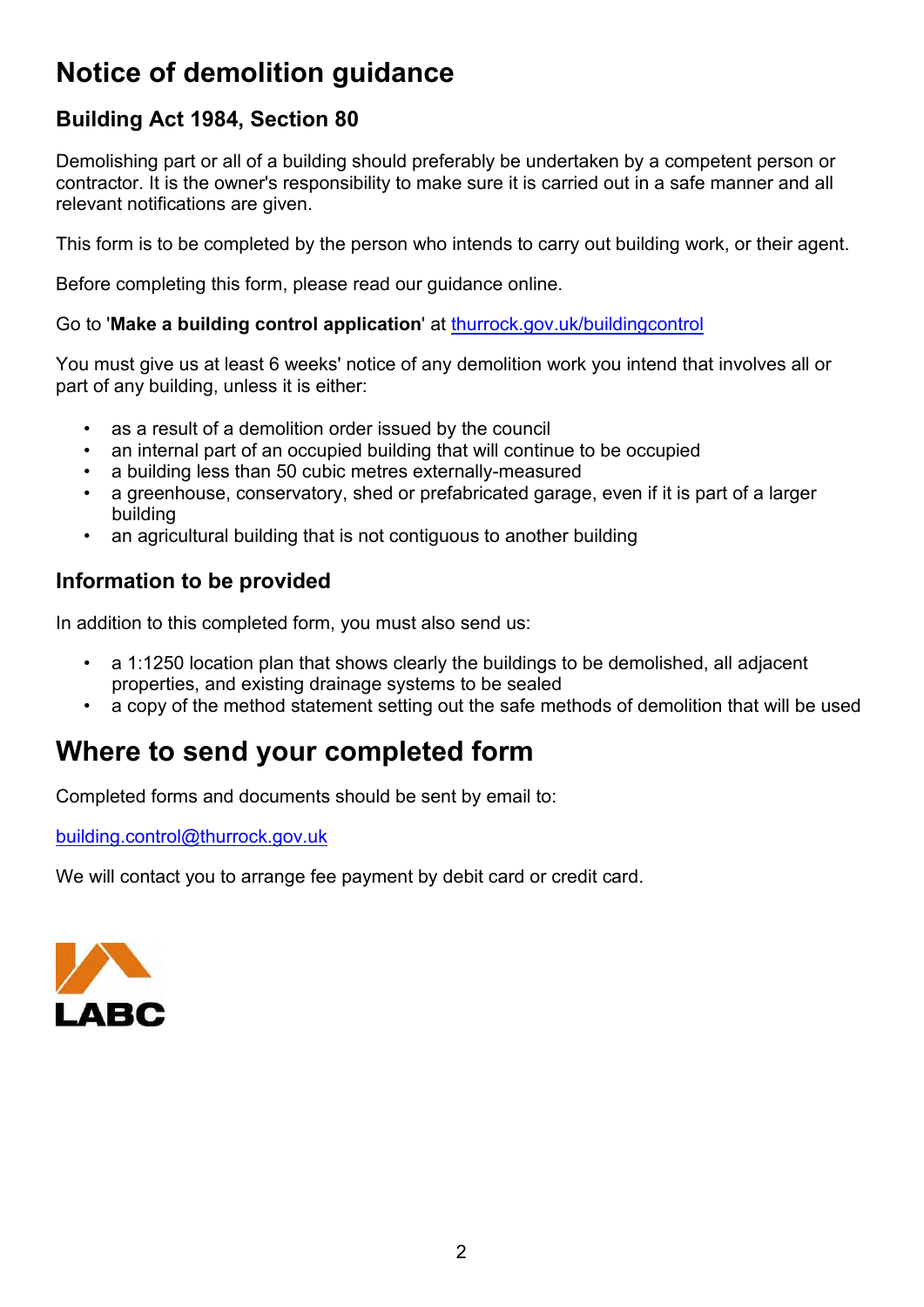# Notice of demolition guidance

## Building Act 1984, Section 80

Demolishing part or all of a building should preferably be undertaken by a competent person or contractor. It is the owner's responsibility to make sure it is carried out in a safe manner and all relevant notifications are given.

This form is to be completed by the person who intends to carry out building work, or their agent.

Before completing this form, please read our guidance online.

Go to '**Make a building control application**' at [thurrock.gov.uk/buildingcontrol](thurrock.gov.uk/buildingcontrol)

You must give us at least 6 weeks' notice of any demolition work you intend that involves all or part of any building, unless it is either:

- as a result of a demolition order issued by the council
- an internal part of an occupied building that will continue to be occupied
- a building less than 50 cubic metres externally-measured
- a greenhouse, conservatory, shed or prefabricated garage, even if it is part of a larger building
- an agricultural building that is not contiguous to another building

### Information to be provided

In addition to this completed form, you must also send us:

- a 1:1250 location plan that shows clearly the buildings to be demolished, all adjacent properties, and existing drainage systems to be sealed
- a copy of the method statement setting out the safe methods of demolition that will be used

# Where to send your completed form

Completed forms and documents should be sent by email to:

[building.control@thurrock.gov.uk](mailto:building.control@thurrock.gov.uk)

We will contact you to arrange fee payment by debit card or credit card.

LABC